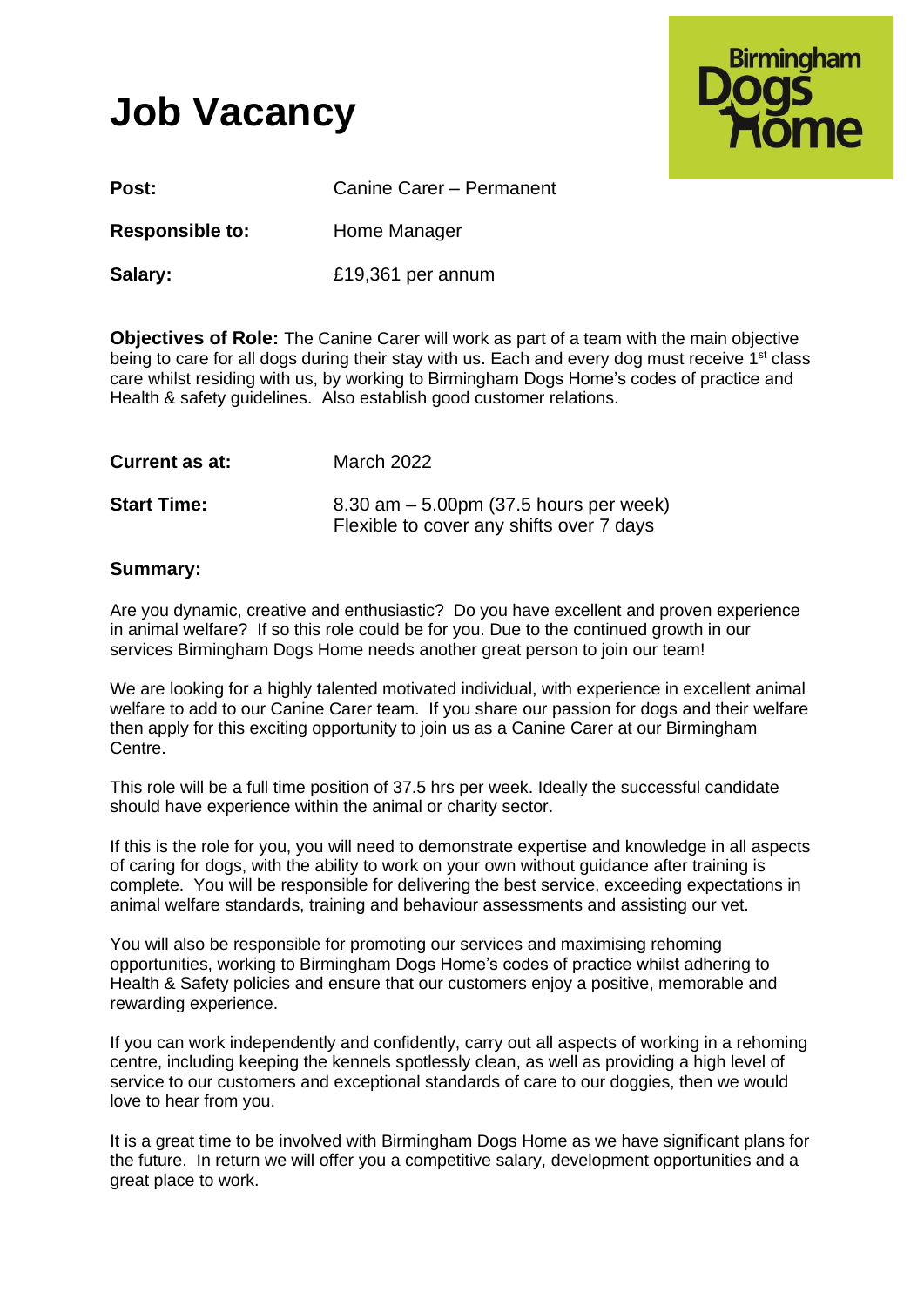# Job Vacancy

Birmingham Dogs Home

**Post:** Canine Carer – Permanent

**Responsible to:** Home Manager

**Salary:** £19,361 per annum

**Objectives of Role:** The Canine Carer will work as part of a team with the main objective being to care for all dogs during their stay with us. Each and every dog must receive 1st class care whilst residing with us, by working to Birmingham Dogs Home's codes of practice and Health & safety guidelines. Also establish good customer relations.

**Current as at:** March 2022

**Start Time:** 8.30 am – 5.00pm (37.5 hours per week)
Flexible to cover any shifts over 7 days

## Summary:

Are you dynamic, creative and enthusiastic? Do you have excellent and proven experience in animal welfare? If so this role could be for you. Due to the continued growth in our services Birmingham Dogs Home needs another great person to join our team!

We are looking for a highly talented motivated individual, with experience in excellent animal welfare to add to our Canine Carer team. If you share our passion for dogs and their welfare then apply for this exciting opportunity to join us as a Canine Carer at our Birmingham Centre.

This role will be a full time position of 37.5 hrs per week. Ideally the successful candidate should have experience within the animal or charity sector.

If this is the role for you, you will need to demonstrate expertise and knowledge in all aspects of caring for dogs, with the ability to work on your own without guidance after training is complete. You will be responsible for delivering the best service, exceeding expectations in animal welfare standards, training and behaviour assessments and assisting our vet.

You will also be responsible for promoting our services and maximising rehoming opportunities, working to Birmingham Dogs Home's codes of practice whilst adhering to Health & Safety policies and ensure that our customers enjoy a positive, memorable and rewarding experience.

If you can work independently and confidently, carry out all aspects of working in a rehoming centre, including keeping the kennels spotlessly clean, as well as providing a high level of service to our customers and exceptional standards of care to our doggies, then we would love to hear from you.

It is a great time to be involved with Birmingham Dogs Home as we have significant plans for the future. In return we will offer you a competitive salary, development opportunities and a great place to work.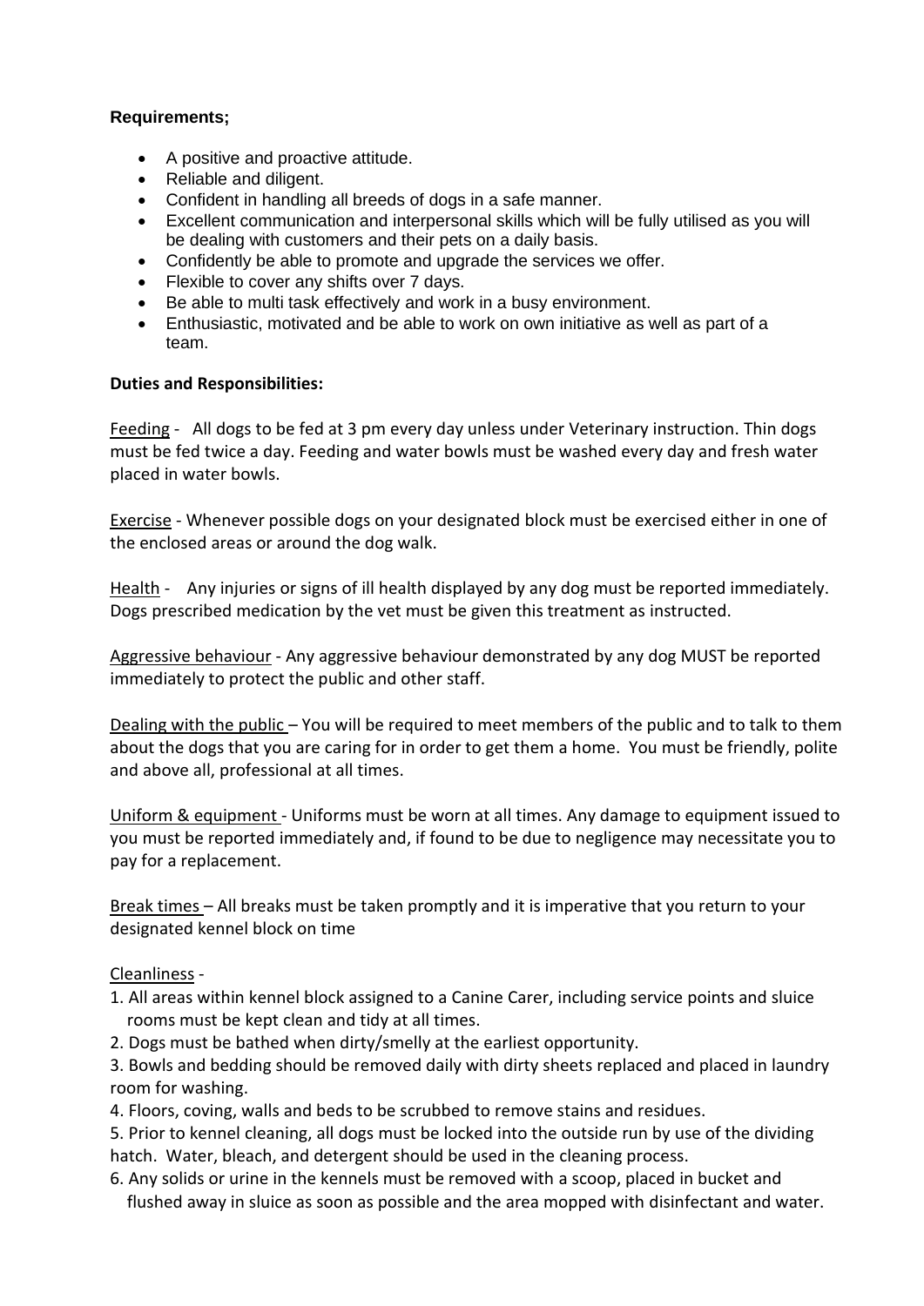**Requirements;**

- A positive and proactive attitude.
- Reliable and diligent.
- Confident in handling all breeds of dogs in a safe manner.
- Excellent communication and interpersonal skills which will be fully utilised as you will be dealing with customers and their pets on a daily basis.
- Confidently be able to promote and upgrade the services we offer.
- Flexible to cover any shifts over 7 days.
- Be able to multi task effectively and work in a busy environment.
- Enthusiastic, motivated and be able to work on own initiative as well as part of a team.

**Duties and Responsibilities:**

Feeding - All dogs to be fed at 3 pm every day unless under Veterinary instruction. Thin dogs must be fed twice a day. Feeding and water bowls must be washed every day and fresh water placed in water bowls.

Exercise - Whenever possible dogs on your designated block must be exercised either in one of the enclosed areas or around the dog walk.

Health - Any injuries or signs of ill health displayed by any dog must be reported immediately. Dogs prescribed medication by the vet must be given this treatment as instructed.

Aggressive behaviour - Any aggressive behaviour demonstrated by any dog MUST be reported immediately to protect the public and other staff.

Dealing with the public – You will be required to meet members of the public and to talk to them about the dogs that you are caring for in order to get them a home. You must be friendly, polite and above all, professional at all times.

Uniform & equipment - Uniforms must be worn at all times. Any damage to equipment issued to you must be reported immediately and, if found to be due to negligence may necessitate you to pay for a replacement.

Break times – All breaks must be taken promptly and it is imperative that you return to your designated kennel block on time

Cleanliness -

1. All areas within kennel block assigned to a Canine Carer, including service points and sluice rooms must be kept clean and tidy at all times.
2. Dogs must be bathed when dirty/smelly at the earliest opportunity.
3. Bowls and bedding should be removed daily with dirty sheets replaced and placed in laundry room for washing.
4. Floors, coving, walls and beds to be scrubbed to remove stains and residues.
5. Prior to kennel cleaning, all dogs must be locked into the outside run by use of the dividing hatch. Water, bleach, and detergent should be used in the cleaning process.
6. Any solids or urine in the kennels must be removed with a scoop, placed in bucket and flushed away in sluice as soon as possible and the area mopped with disinfectant and water.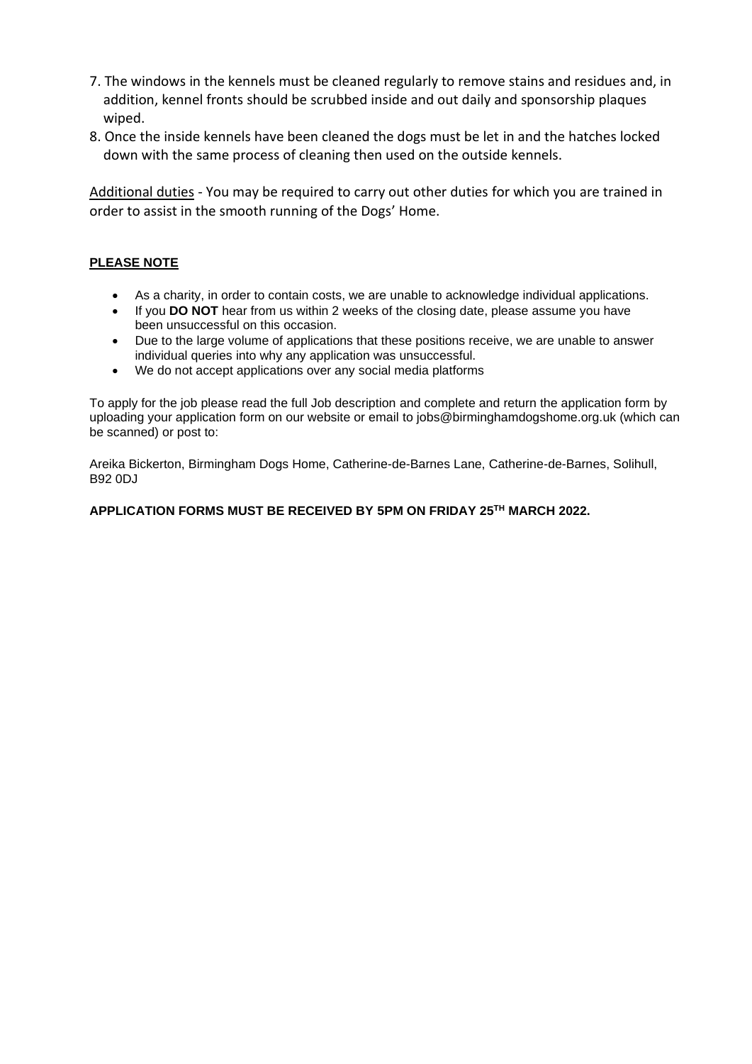7. The windows in the kennels must be cleaned regularly to remove stains and residues and, in addition, kennel fronts should be scrubbed inside and out daily and sponsorship plaques wiped.
8. Once the inside kennels have been cleaned the dogs must be let in and the hatches locked down with the same process of cleaning then used on the outside kennels.

Additional duties - You may be required to carry out other duties for which you are trained in order to assist in the smooth running of the Dogs' Home.

**PLEASE NOTE**

- As a charity, in order to contain costs, we are unable to acknowledge individual applications.
- If you **DO NOT** hear from us within 2 weeks of the closing date, please assume you have been unsuccessful on this occasion.
- Due to the large volume of applications that these positions receive, we are unable to answer individual queries into why any application was unsuccessful.
- We do not accept applications over any social media platforms

To apply for the job please read the full Job description and complete and return the application form by uploading your application form on our website or email to jobs@birminghamdogshome.org.uk (which can be scanned) or post to:

Areika Bickerton, Birmingham Dogs Home, Catherine-de-Barnes Lane, Catherine-de-Barnes, Solihull, B92 0DJ

**APPLICATION FORMS MUST BE RECEIVED BY 5PM ON FRIDAY 25TH MARCH 2022.**